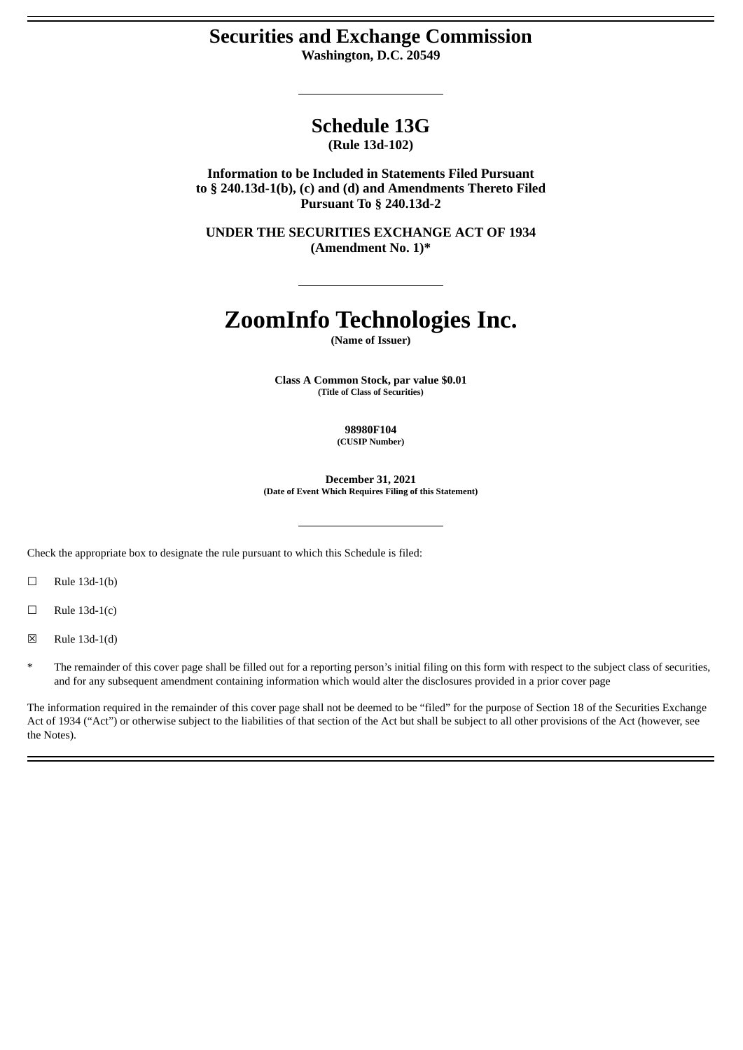# Securities and Exchange Commission

**Washington, D.C. 20549**

---

## Schedule 13G

**(Rule 13d-102)**

**Information to be Included in Statements Filed Pursuant to § 240.13d-1(b), (c) and (d) and Amendments Thereto Filed Pursuant To § 240.13d-2**

**UNDER THE SECURITIES EXCHANGE ACT OF 1934 (Amendment No. 1)***

---

# ZoomInfo Technologies Inc.

**(Name of Issuer)**

**Class A Common Stock, par value $0.01**
**(Title of Class of Securities)**

**98980F104**
**(CUSIP Number)**

**December 31, 2021**
**(Date of Event Which Requires Filing of this Statement)**

---

Check the appropriate box to designate the rule pursuant to which this Schedule is filed:

☐ Rule 13d-1(b)

☐ Rule 13d-1(c)

☒ Rule 13d-1(d)

\* The remainder of this cover page shall be filled out for a reporting person's initial filing on this form with respect to the subject class of securities, and for any subsequent amendment containing information which would alter the disclosures provided in a prior cover page

The information required in the remainder of this cover page shall not be deemed to be "filed" for the purpose of Section 18 of the Securities Exchange Act of 1934 ("Act") or otherwise subject to the liabilities of that section of the Act but shall be subject to all other provisions of the Act (however, see the Notes).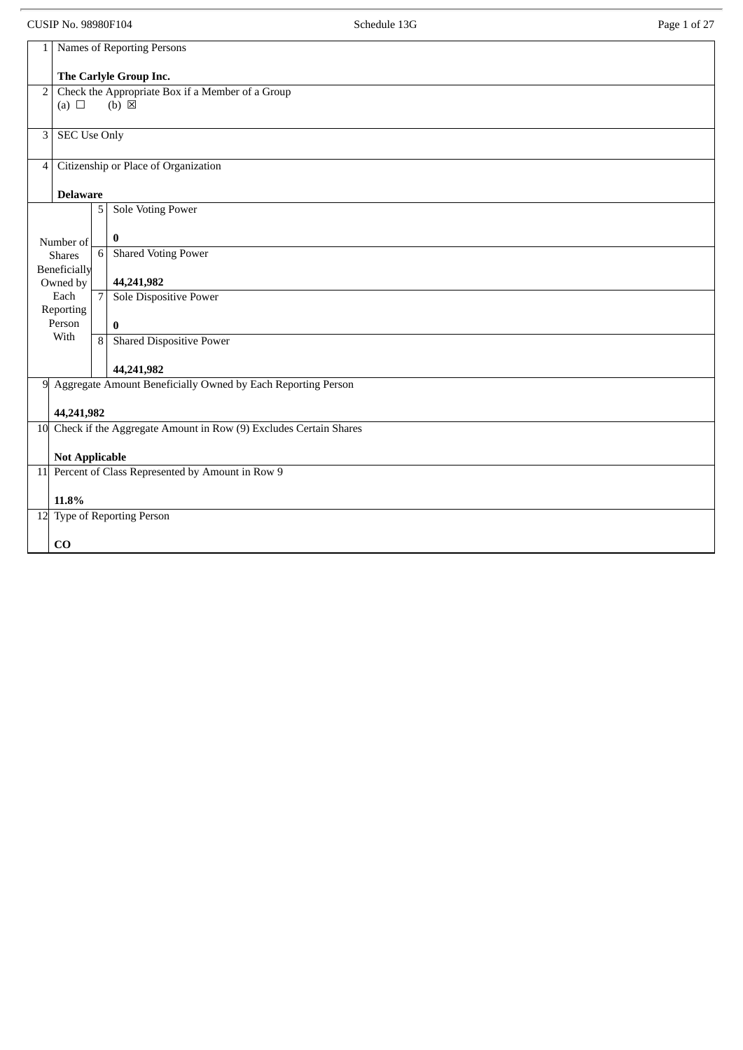CUSIP No. 98980F104

Schedule 13G

| | | | |
|---|---|---|---|
| 1 | Names of Reporting Persons<br><br>**The Carlyle Group Inc.** | | |
| 2 | Check the Appropriate Box if a Member of a Group<br>(a) ☐ (b) ☒ | | |
| 3 | SEC Use Only | | |
| 4 | Citizenship or Place of Organization<br><br>**Delaware** | | |
| Number of Shares Beneficially Owned by Each Reporting Person With | | 5 | Sole Voting Power<br><br>**0** |
| | | 6 | Shared Voting Power<br><br>**44,241,982** |
| | | 7 | Sole Dispositive Power<br><br>**0** |
| | | 8 | Shared Dispositive Power<br><br>**44,241,982** |
| 9 | Aggregate Amount Beneficially Owned by Each Reporting Person<br><br>**44,241,982** | | |
| 10 | Check if the Aggregate Amount in Row (9) Excludes Certain Shares<br><br>**Not Applicable** | | |
| 11 | Percent of Class Represented by Amount in Row 9<br><br>**11.8%** | | |
| 12 | Type of Reporting Person<br><br>**CO** | | |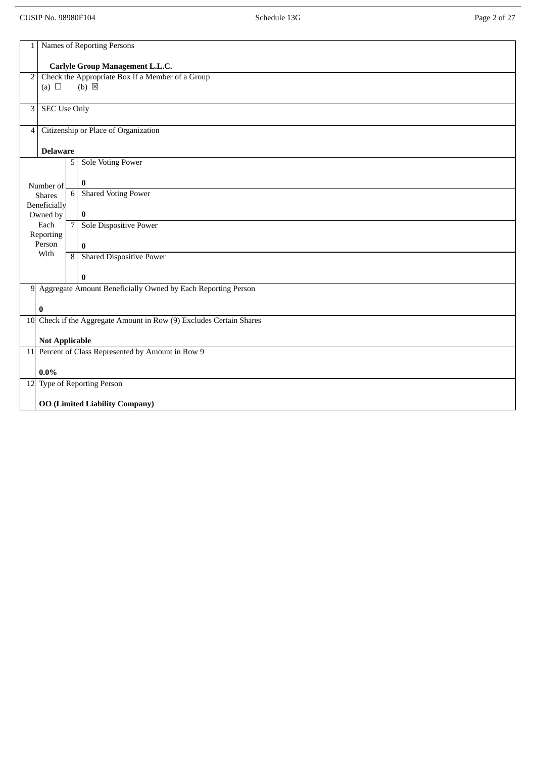| 1 | Names of Reporting Persons<br><br>**Carlyle Group Management L.L.C.** | |
|---|---|---|
| 2 | Check the Appropriate Box if a Member of a Group<br>(a) ☐ (b) ☒ | |
| 3 | SEC Use Only | |
| 4 | Citizenship or Place of Organization<br><br>**Delaware** | |
| Number of Shares Beneficially Owned by Each Reporting Person With | 5 | Sole Voting Power<br><br>**0** |
| | 6 | Shared Voting Power<br><br>**0** |
| | 7 | Sole Dispositive Power<br><br>**0** |
| | 8 | Shared Dispositive Power<br><br>**0** |
| 9 | Aggregate Amount Beneficially Owned by Each Reporting Person<br><br>**0** | |
| 10 | Check if the Aggregate Amount in Row (9) Excludes Certain Shares<br><br>**Not Applicable** | |
| 11 | Percent of Class Represented by Amount in Row 9<br><br>**0.0%** | |
| 12 | Type of Reporting Person<br><br>**OO (Limited Liability Company)** | |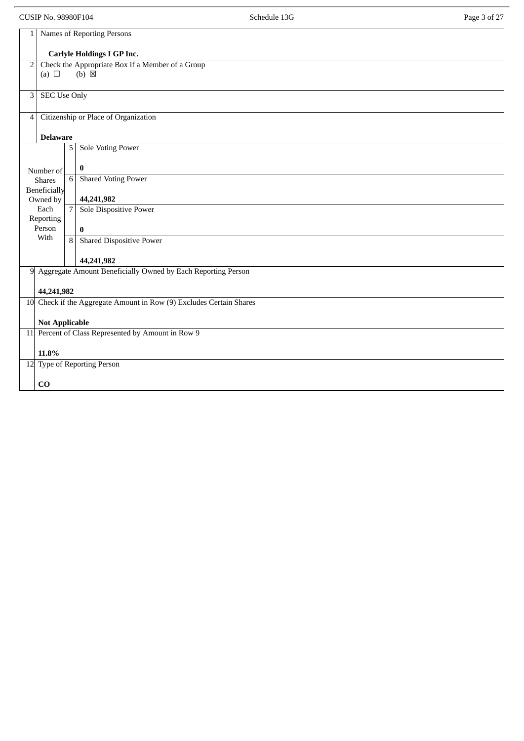| | | | |
|---|---|---|---|
| 1 | Names of Reporting Persons<br><br>**Carlyle Holdings I GP Inc.** | | |
| 2 | Check the Appropriate Box if a Member of a Group<br>(a) ☐ (b) ☒ | | |
| 3 | SEC Use Only | | |
| 4 | Citizenship or Place of Organization<br><br>**Delaware** | | |
| Number of Shares Beneficially Owned by Each Reporting Person With | 5 | Sole Voting Power<br><br>**0** | |
| | 6 | Shared Voting Power<br><br>**44,241,982** | |
| | 7 | Sole Dispositive Power<br><br>**0** | |
| | 8 | Shared Dispositive Power<br><br>**44,241,982** | |
| 9 | Aggregate Amount Beneficially Owned by Each Reporting Person<br><br>**44,241,982** | | |
| 10 | Check if the Aggregate Amount in Row (9) Excludes Certain Shares<br><br>**Not Applicable** | | |
| 11 | Percent of Class Represented by Amount in Row 9<br><br>**11.8%** | | |
| 12 | Type of Reporting Person<br><br>**CO** | | |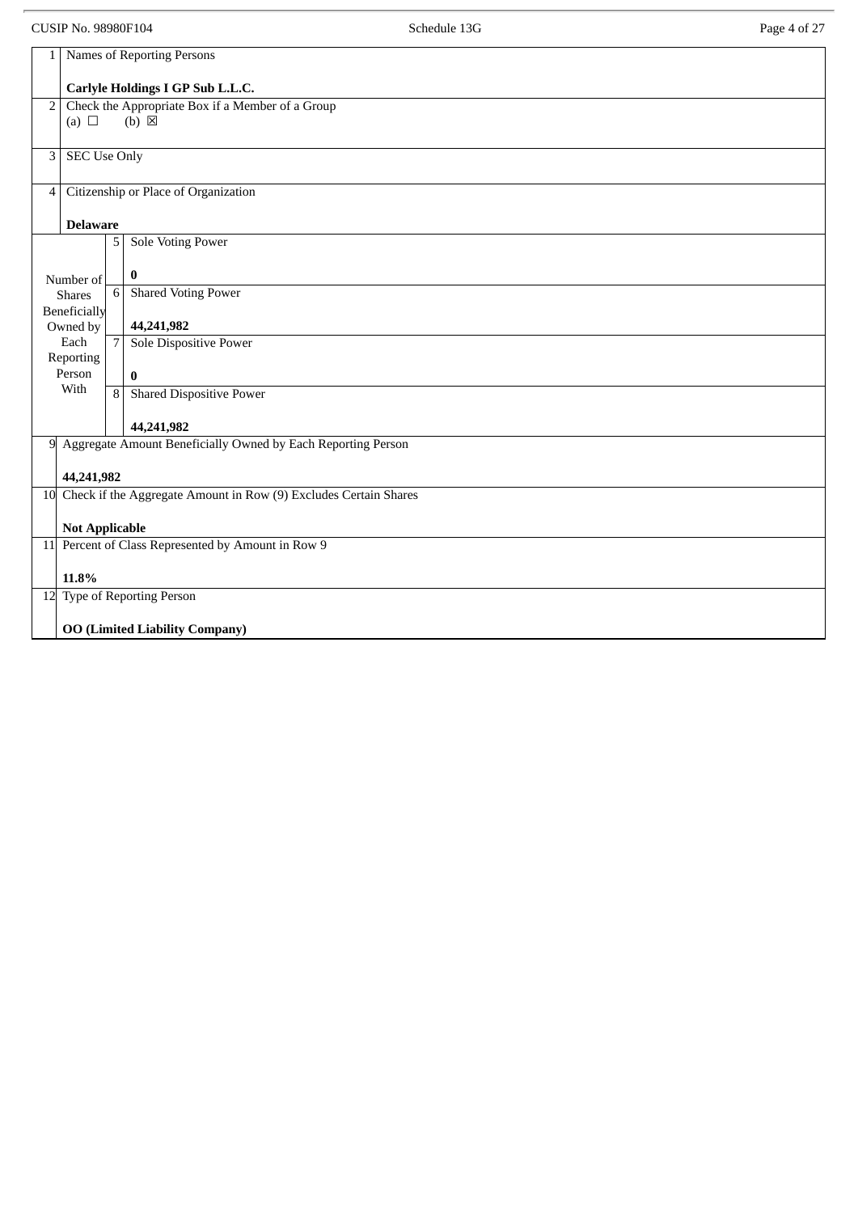| 1 | Names of Reporting Persons<br><br>**Carlyle Holdings I GP Sub L.L.C.** | | |
|---|---|---|---|
| 2 | Check the Appropriate Box if a Member of a Group<br>(a) ☐ (b) ☒ | | |
| 3 | SEC Use Only | | |
| 4 | Citizenship or Place of Organization<br><br>**Delaware** | | |
| Number of Shares Beneficially Owned by Each Reporting Person With | | 5 | Sole Voting Power<br><br>**0** |
| | | 6 | Shared Voting Power<br><br>**44,241,982** |
| | | 7 | Sole Dispositive Power<br><br>**0** |
| | | 8 | Shared Dispositive Power<br><br>**44,241,982** |
| 9 | Aggregate Amount Beneficially Owned by Each Reporting Person<br><br>**44,241,982** | | |
| 10 | Check if the Aggregate Amount in Row (9) Excludes Certain Shares<br><br>**Not Applicable** | | |
| 11 | Percent of Class Represented by Amount in Row 9<br><br>**11.8%** | | |
| 12 | Type of Reporting Person<br><br>**OO (Limited Liability Company)** | | |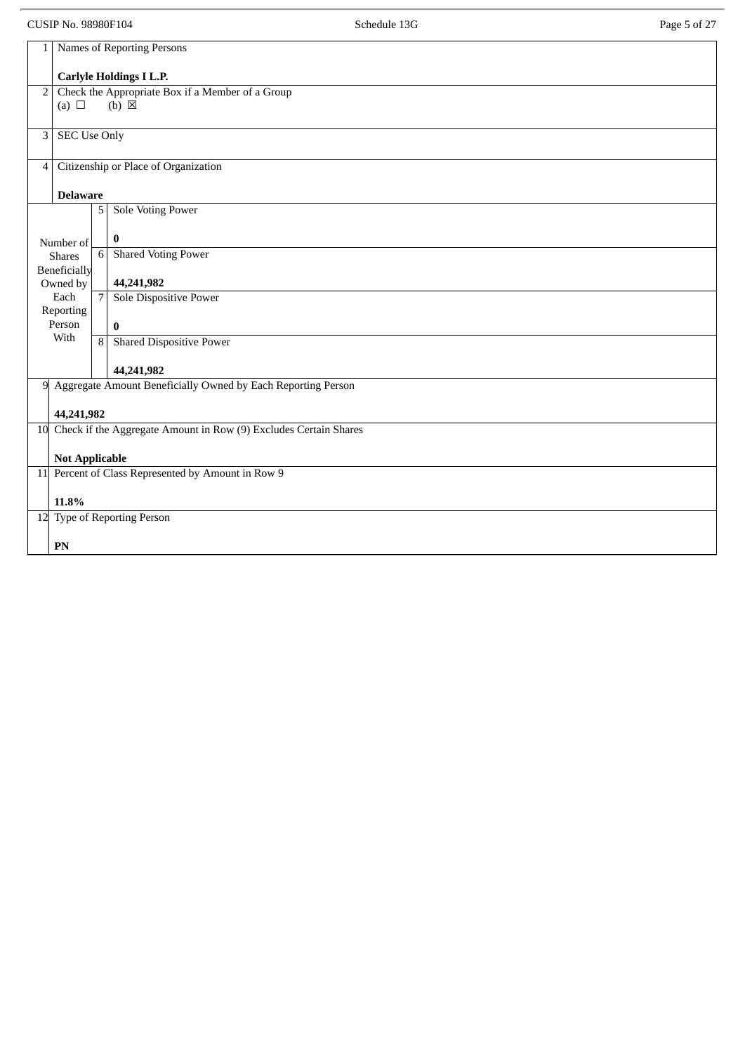| | | | |
|---|---|---|---|
| 1 | Names of Reporting Persons<br><br>**Carlyle Holdings I L.P.** | | |
| 2 | Check the Appropriate Box if a Member of a Group<br>(a) ☐ (b) ☒ | | |
| 3 | SEC Use Only | | |
| 4 | Citizenship or Place of Organization<br><br>**Delaware** | | |
| Number of Shares Beneficially Owned by Each Reporting Person With | 5 | Sole Voting Power<br><br>**0** | |
| | 6 | Shared Voting Power<br><br>**44,241,982** | |
| | 7 | Sole Dispositive Power<br><br>**0** | |
| | 8 | Shared Dispositive Power<br><br>**44,241,982** | |
| 9 | Aggregate Amount Beneficially Owned by Each Reporting Person<br><br>**44,241,982** | | |
| 10 | Check if the Aggregate Amount in Row (9) Excludes Certain Shares<br><br>**Not Applicable** | | |
| 11 | Percent of Class Represented by Amount in Row 9<br><br>**11.8%** | | |
| 12 | Type of Reporting Person<br><br>**PN** | | |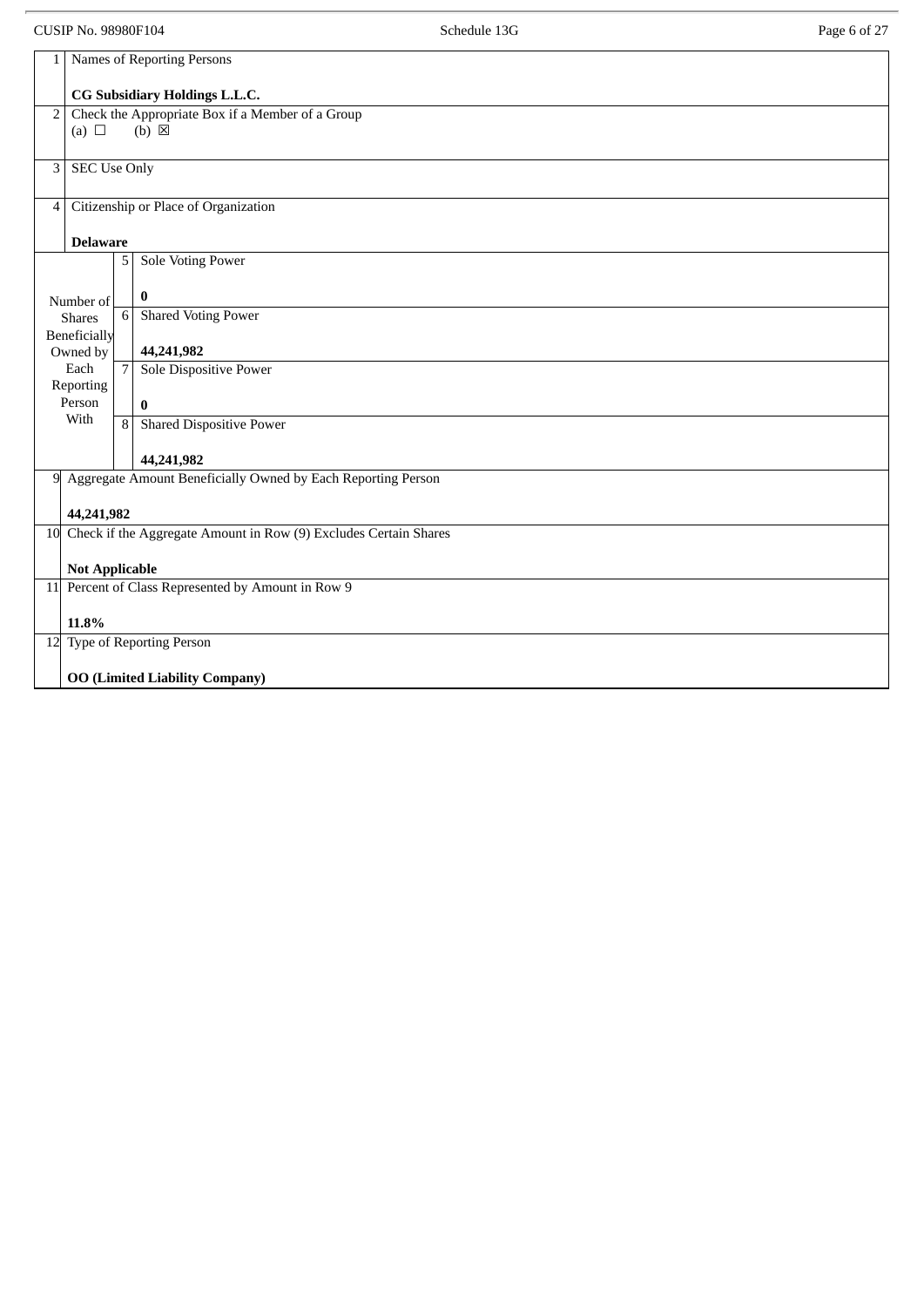| | | | |
|---|---|---|---|
| 1 | Names of Reporting Persons<br><br>**CG Subsidiary Holdings L.L.C.** | | |
| 2 | Check the Appropriate Box if a Member of a Group<br>(a) ☐ (b) ☒ | | |
| 3 | SEC Use Only | | |
| 4 | Citizenship or Place of Organization<br><br>**Delaware** | | |
| Number of Shares Beneficially Owned by Each Reporting Person With | 5 | Sole Voting Power<br><br>**0** | |
| | 6 | Shared Voting Power<br><br>**44,241,982** | |
| | 7 | Sole Dispositive Power<br><br>**0** | |
| | 8 | Shared Dispositive Power<br><br>**44,241,982** | |
| 9 | Aggregate Amount Beneficially Owned by Each Reporting Person<br><br>**44,241,982** | | |
| 10 | Check if the Aggregate Amount in Row (9) Excludes Certain Shares<br><br>**Not Applicable** | | |
| 11 | Percent of Class Represented by Amount in Row 9<br><br>**11.8%** | | |
| 12 | Type of Reporting Person<br><br>**OO (Limited Liability Company)** | | |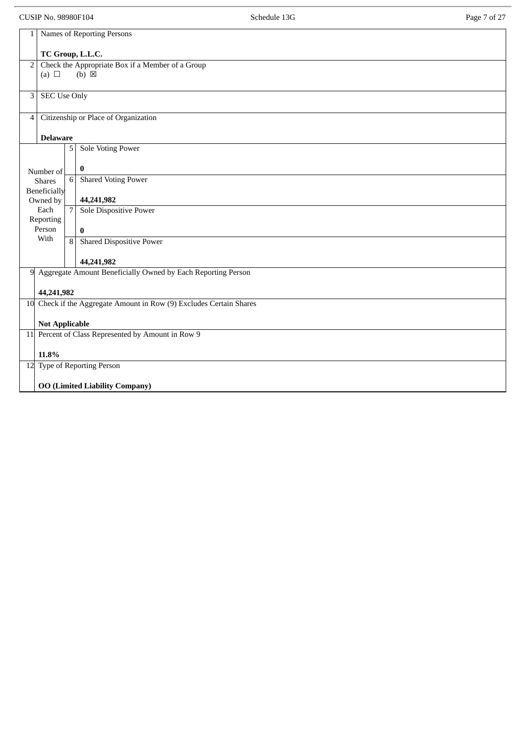| | | | |
|---|---|---|---|
| 1 | Names of Reporting Persons<br><br>**TC Group, L.L.C.** | | |
| 2 | Check the Appropriate Box if a Member of a Group<br>(a) ☐ (b) ☒ | | |
| 3 | SEC Use Only | | |
| 4 | Citizenship or Place of Organization<br><br>**Delaware** | | |
| Number of Shares Beneficially Owned by Each Reporting Person With | | 5 | Sole Voting Power<br><br>**0** |
| | | 6 | Shared Voting Power<br><br>**44,241,982** |
| | | 7 | Sole Dispositive Power<br><br>**0** |
| | | 8 | Shared Dispositive Power<br><br>**44,241,982** |
| 9 | Aggregate Amount Beneficially Owned by Each Reporting Person<br><br>**44,241,982** | | |
| 10 | Check if the Aggregate Amount in Row (9) Excludes Certain Shares<br><br>**Not Applicable** | | |
| 11 | Percent of Class Represented by Amount in Row 9<br><br>**11.8%** | | |
| 12 | Type of Reporting Person<br><br>**OO (Limited Liability Company)** | | |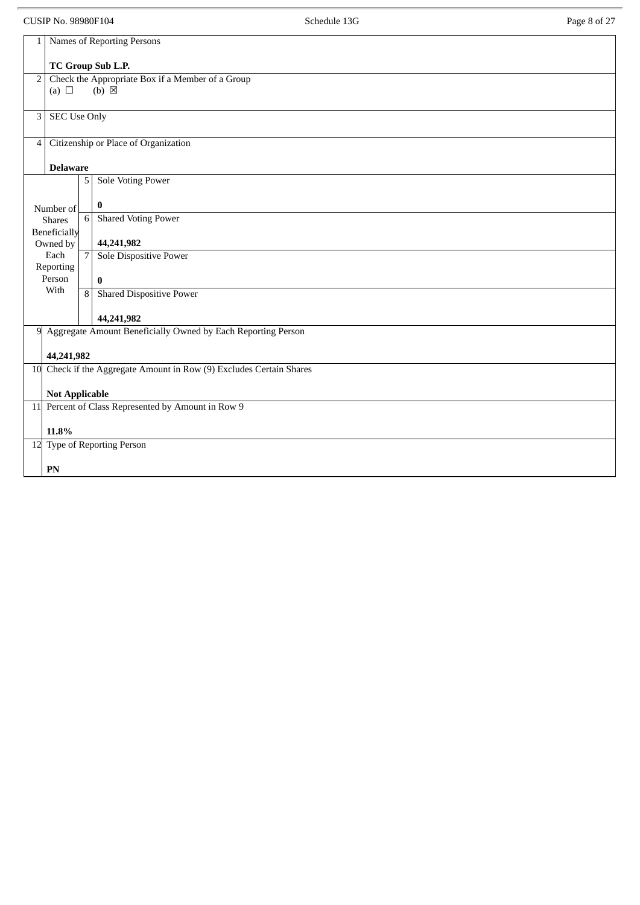| 1 | Names of Reporting Persons<br><br>**TC Group Sub L.P.** | |
|---|---|---|
| 2 | Check the Appropriate Box if a Member of a Group<br>(a) ☐ (b) ☒ | |
| 3 | SEC Use Only | |
| 4 | Citizenship or Place of Organization<br><br>**Delaware** | |
| Number of Shares Beneficially Owned by Each Reporting Person With | 5 | Sole Voting Power<br><br>**0** |
| | 6 | Shared Voting Power<br><br>**44,241,982** |
| | 7 | Sole Dispositive Power<br><br>**0** |
| | 8 | Shared Dispositive Power<br><br>**44,241,982** |
| 9 | Aggregate Amount Beneficially Owned by Each Reporting Person<br><br>**44,241,982** | |
| 10 | Check if the Aggregate Amount in Row (9) Excludes Certain Shares<br><br>**Not Applicable** | |
| 11 | Percent of Class Represented by Amount in Row 9<br><br>**11.8%** | |
| 12 | Type of Reporting Person<br><br>**PN** | |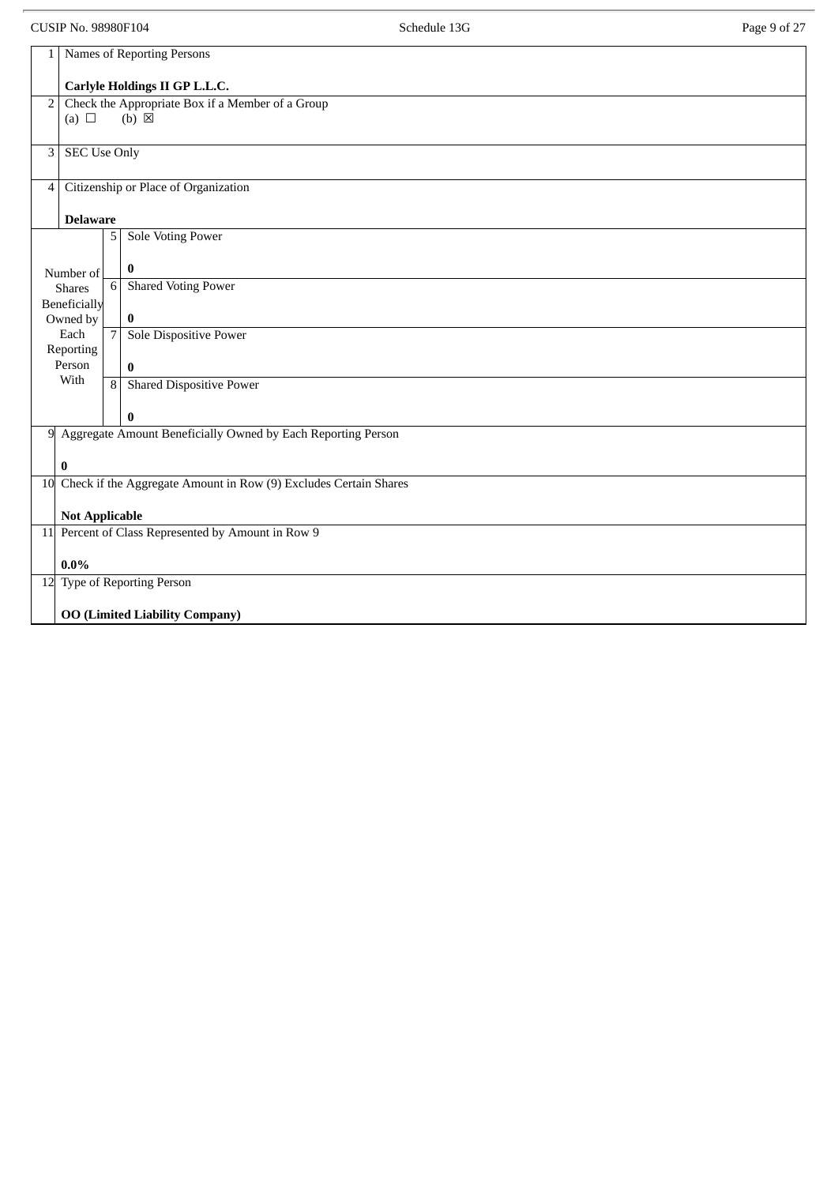| 1 | Names of Reporting Persons<br><br>**Carlyle Holdings II GP L.L.C.** | | |
|---|---|---|---|
| 2 | Check the Appropriate Box if a Member of a Group<br>(a) ☐ (b) ☒ | | |
| 3 | SEC Use Only | | |
| 4 | Citizenship or Place of Organization<br><br>**Delaware** | | |
| Number of Shares Beneficially Owned by Each Reporting Person With | | 5 | Sole Voting Power<br><br>**0** |
| | | 6 | Shared Voting Power<br><br>**0** |
| | | 7 | Sole Dispositive Power<br><br>**0** |
| | | 8 | Shared Dispositive Power<br><br>**0** |
| 9 | Aggregate Amount Beneficially Owned by Each Reporting Person<br><br>**0** | | |
| 10 | Check if the Aggregate Amount in Row (9) Excludes Certain Shares<br><br>**Not Applicable** | | |
| 11 | Percent of Class Represented by Amount in Row 9<br><br>**0.0%** | | |
| 12 | Type of Reporting Person<br><br>**OO (Limited Liability Company)** | | |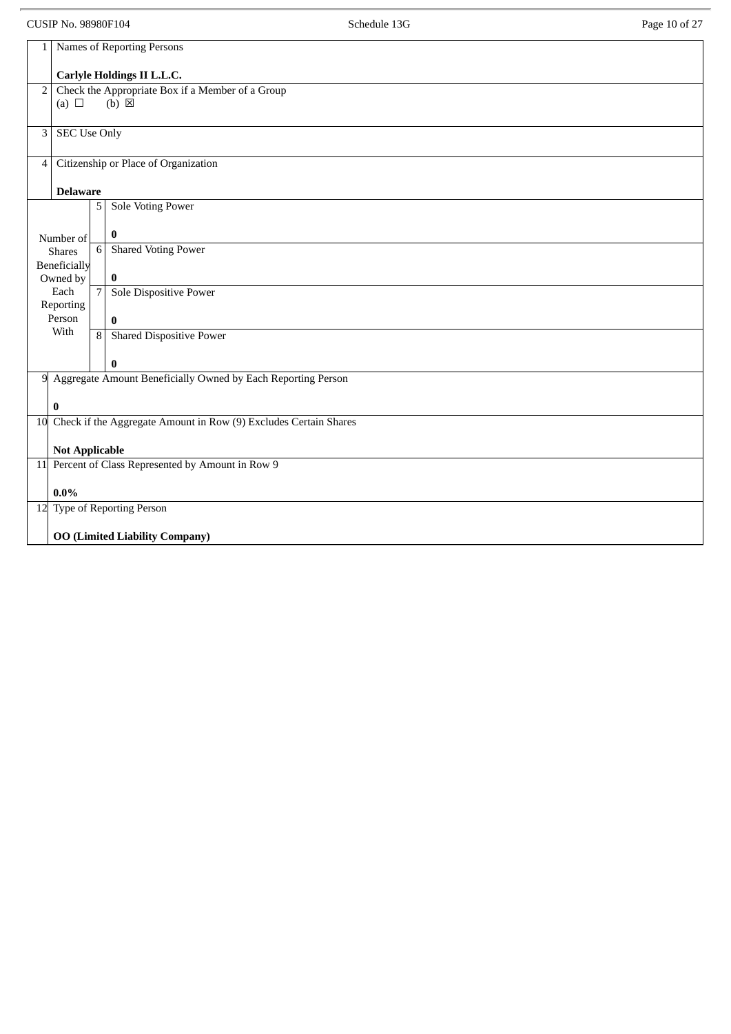| 1 | Names of Reporting Persons<br><br>**Carlyle Holdings II L.L.C.** | |
|---|---|---|
| 2 | Check the Appropriate Box if a Member of a Group<br>(a) ☐ (b) ☒ | |
| 3 | SEC Use Only | |
| 4 | Citizenship or Place of Organization<br><br>**Delaware** | |
| Number of Shares Beneficially Owned by Each Reporting Person With | 5 | Sole Voting Power<br><br>**0** |
| | 6 | Shared Voting Power<br><br>**0** |
| | 7 | Sole Dispositive Power<br><br>**0** |
| | 8 | Shared Dispositive Power<br><br>**0** |
| 9 | Aggregate Amount Beneficially Owned by Each Reporting Person<br><br>**0** | |
| 10 | Check if the Aggregate Amount in Row (9) Excludes Certain Shares<br><br>**Not Applicable** | |
| 11 | Percent of Class Represented by Amount in Row 9<br><br>**0.0%** | |
| 12 | Type of Reporting Person<br><br>**OO (Limited Liability Company)** | |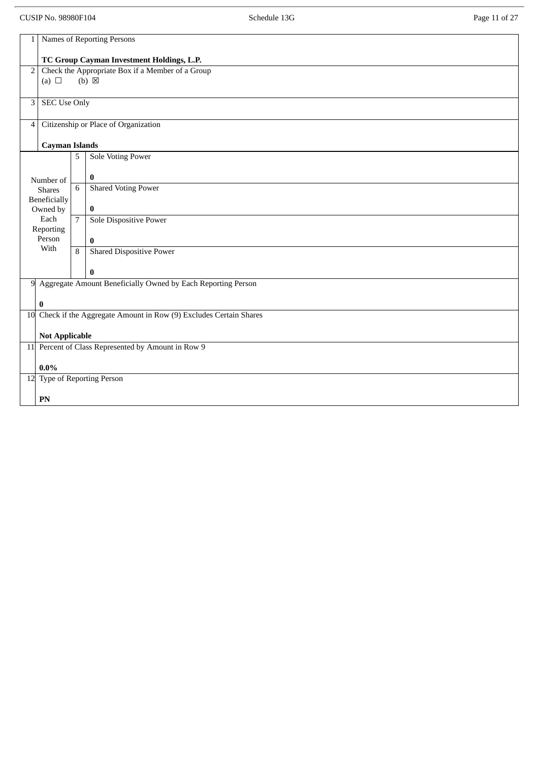| 1 | Names of Reporting Persons<br><br>**TC Group Cayman Investment Holdings, L.P.** | | |
|---|---|---|---|
| 2 | Check the Appropriate Box if a Member of a Group<br>(a) ☐ (b) ☒ | | |
| 3 | SEC Use Only | | |
| 4 | Citizenship or Place of Organization<br><br>**Cayman Islands** | | |
| Number of Shares Beneficially Owned by Each Reporting Person With | 5 | Sole Voting Power<br><br>**0** | |
| | 6 | Shared Voting Power<br><br>**0** | |
| | 7 | Sole Dispositive Power<br><br>**0** | |
| | 8 | Shared Dispositive Power<br><br>**0** | |
| 9 | Aggregate Amount Beneficially Owned by Each Reporting Person<br><br>**0** | | |
| 10 | Check if the Aggregate Amount in Row (9) Excludes Certain Shares<br><br>**Not Applicable** | | |
| 11 | Percent of Class Represented by Amount in Row 9<br><br>**0.0%** | | |
| 12 | Type of Reporting Person<br><br>**PN** | | |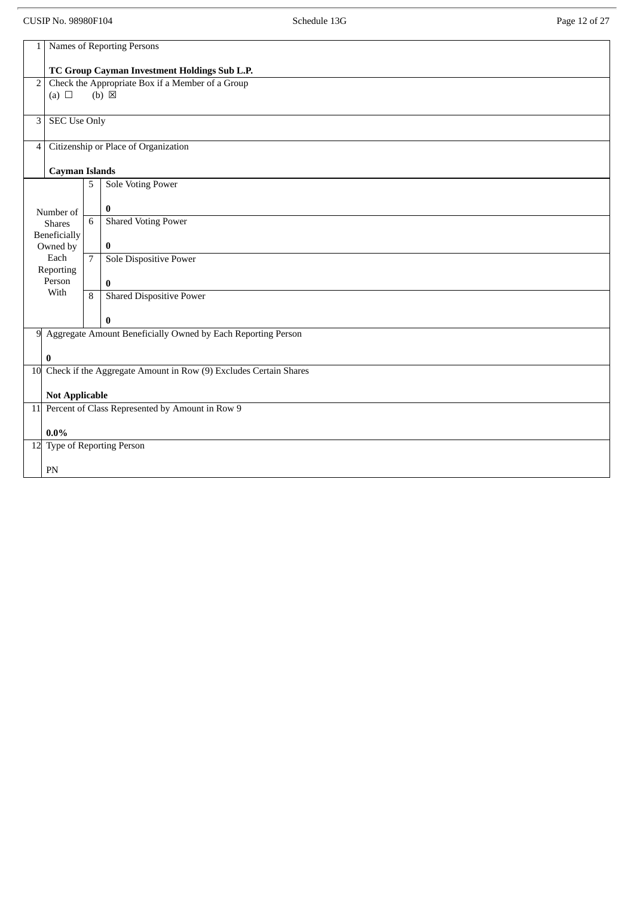| 1 | Names of Reporting Persons<br><br>**TC Group Cayman Investment Holdings Sub L.P.** | | |
|---|---|---|---|
| 2 | Check the Appropriate Box if a Member of a Group<br>(a) ☐ (b) ☒ | | |
| 3 | SEC Use Only | | |
| 4 | Citizenship or Place of Organization<br><br>**Cayman Islands** | | |
| Number of Shares Beneficially Owned by Each Reporting Person With | | 5 | Sole Voting Power<br><br>**0** |
| | | 6 | Shared Voting Power<br><br>**0** |
| | | 7 | Sole Dispositive Power<br><br>**0** |
| | | 8 | Shared Dispositive Power<br><br>**0** |
| 9 | Aggregate Amount Beneficially Owned by Each Reporting Person<br><br>**0** | | |
| 10 | Check if the Aggregate Amount in Row (9) Excludes Certain Shares<br><br>**Not Applicable** | | |
| 11 | Percent of Class Represented by Amount in Row 9<br><br>**0.0%** | | |
| 12 | Type of Reporting Person<br><br>PN | | |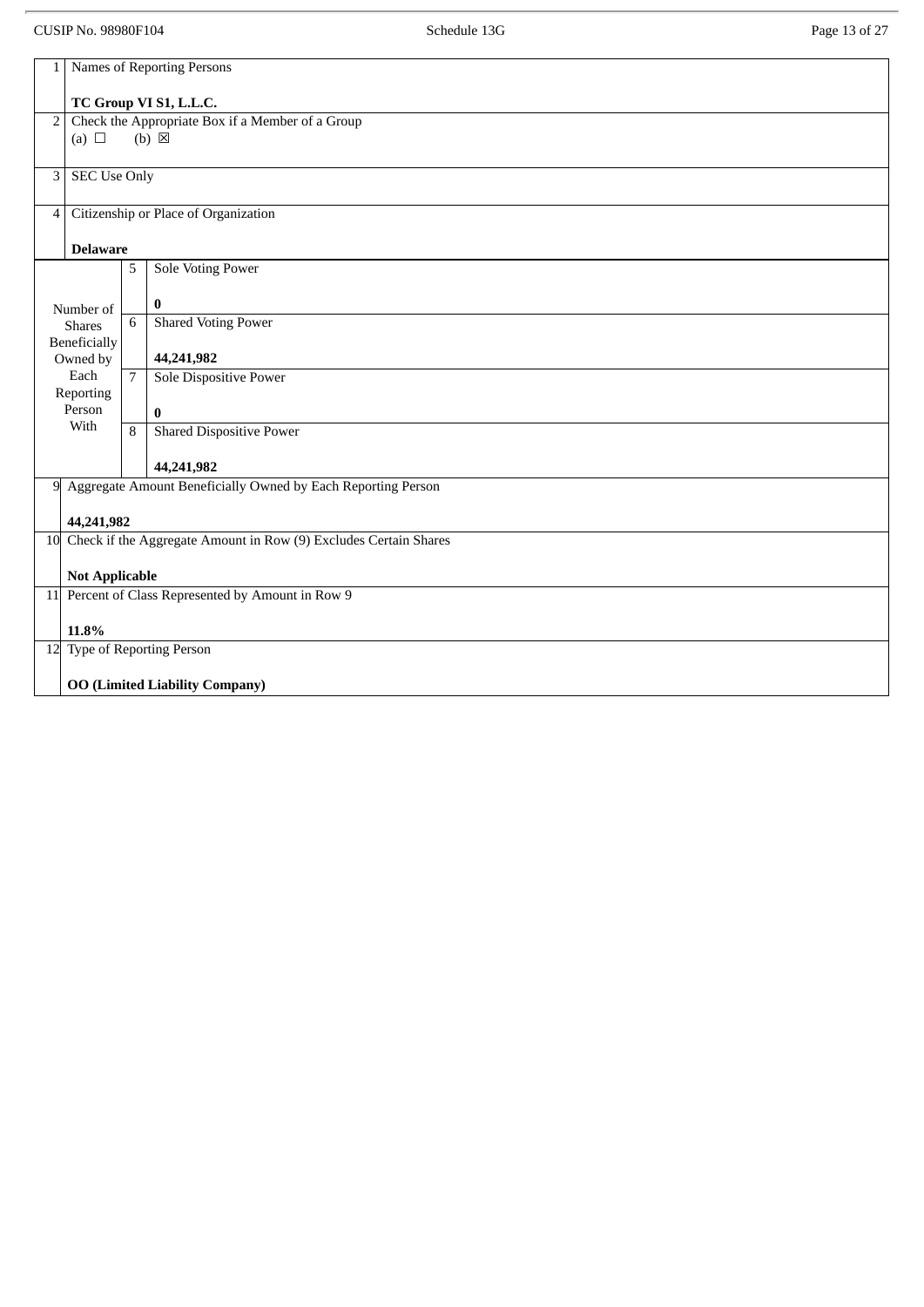CUSIP No. 98980F104 Schedule 13G

| | | | |
|---|---|---|---|
| 1 | Names of Reporting Persons<br><br>**TC Group VI S1, L.L.C.** | | |
| 2 | Check the Appropriate Box if a Member of a Group<br>(a) ☐ (b) ☒ | | |
| 3 | SEC Use Only | | |
| 4 | Citizenship or Place of Organization<br><br>**Delaware** | | |
| Number of Shares Beneficially Owned by Each Reporting Person With | | 5 | Sole Voting Power<br><br>**0** |
| | | 6 | Shared Voting Power<br><br>**44,241,982** |
| | | 7 | Sole Dispositive Power<br><br>**0** |
| | | 8 | Shared Dispositive Power<br><br>**44,241,982** |
| 9 | Aggregate Amount Beneficially Owned by Each Reporting Person<br><br>**44,241,982** | | |
| 10 | Check if the Aggregate Amount in Row (9) Excludes Certain Shares<br><br>**Not Applicable** | | |
| 11 | Percent of Class Represented by Amount in Row 9<br><br>**11.8%** | | |
| 12 | Type of Reporting Person<br><br>**OO (Limited Liability Company)** | | |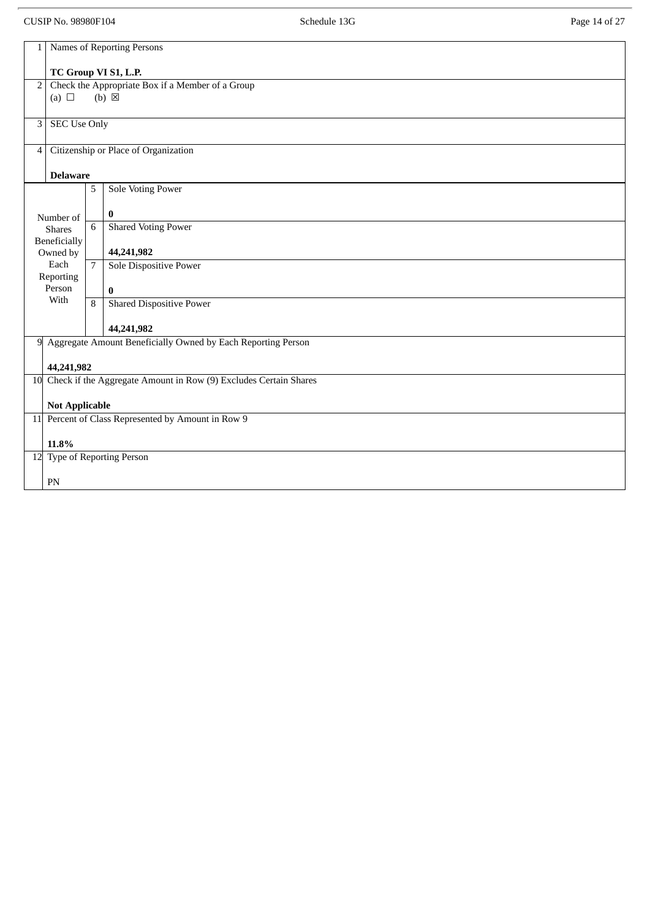| 1 | Names of Reporting Persons<br><br>**TC Group VI S1, L.P.** | | |
|---|---|---|---|
| 2 | Check the Appropriate Box if a Member of a Group<br>(a) ☐ (b) ☒ | | |
| 3 | SEC Use Only | | |
| 4 | Citizenship or Place of Organization<br><br>**Delaware** | | |
| Number of Shares Beneficially Owned by Each Reporting Person With | 5 | Sole Voting Power<br><br>**0** | |
| | 6 | Shared Voting Power<br><br>**44,241,982** | |
| | 7 | Sole Dispositive Power<br><br>**0** | |
| | 8 | Shared Dispositive Power<br><br>**44,241,982** | |
| 9 | Aggregate Amount Beneficially Owned by Each Reporting Person<br><br>**44,241,982** | | |
| 10 | Check if the Aggregate Amount in Row (9) Excludes Certain Shares<br><br>**Not Applicable** | | |
| 11 | Percent of Class Represented by Amount in Row 9<br><br>**11.8%** | | |
| 12 | Type of Reporting Person<br><br>PN | | |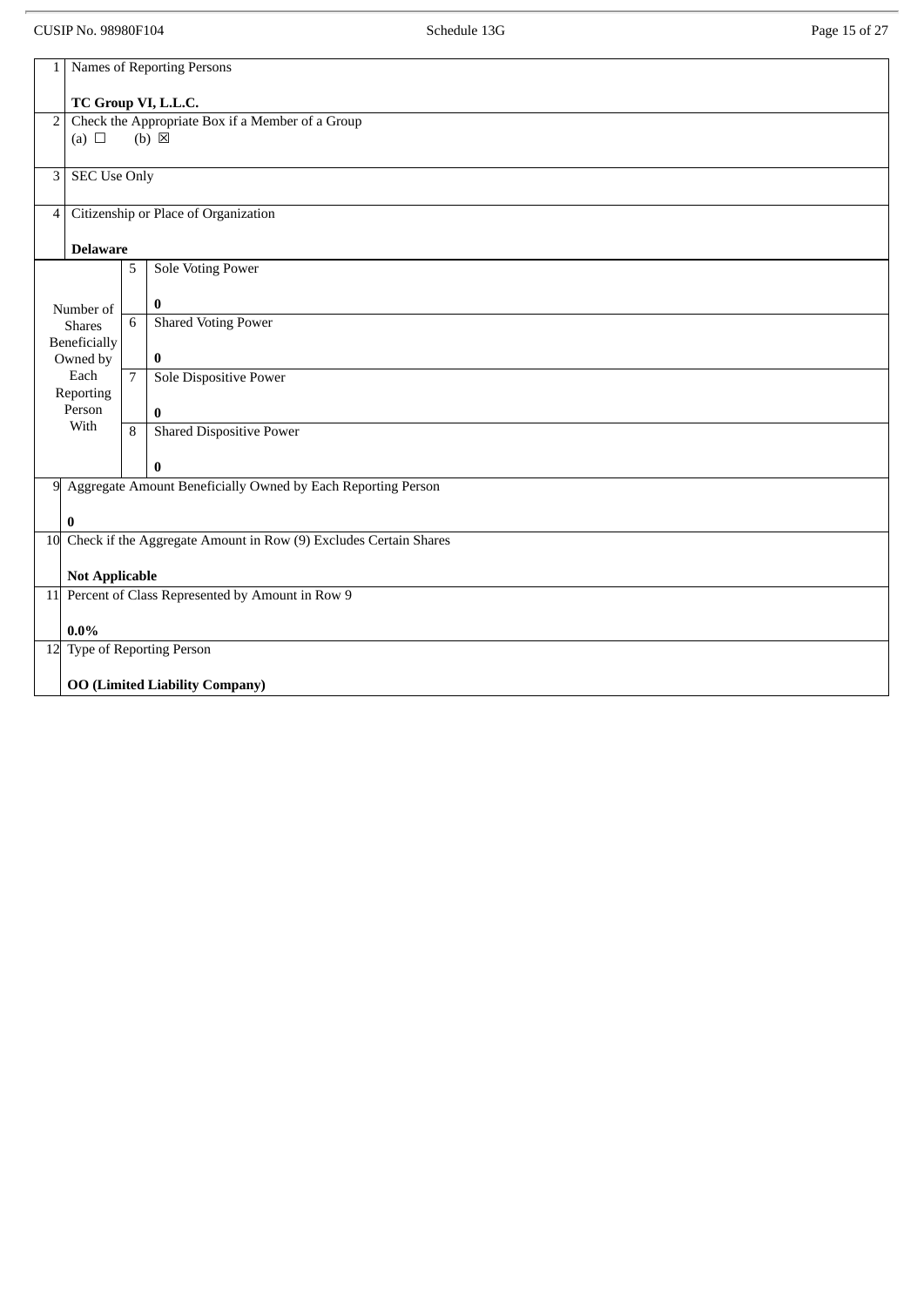| | | | |
|---|---|---|---|
| 1 | Names of Reporting Persons<br><br>**TC Group VI, L.L.C.** | | |
| 2 | Check the Appropriate Box if a Member of a Group<br>(a) ☐ (b) ☒ | | |
| 3 | SEC Use Only | | |
| 4 | Citizenship or Place of Organization<br><br>**Delaware** | | |
| Number of Shares Beneficially Owned by Each Reporting Person With | 5 | Sole Voting Power<br><br>**0** | |
| | 6 | Shared Voting Power<br><br>**0** | |
| | 7 | Sole Dispositive Power<br><br>**0** | |
| | 8 | Shared Dispositive Power<br><br>**0** | |
| 9 | Aggregate Amount Beneficially Owned by Each Reporting Person<br><br>**0** | | |
| 10 | Check if the Aggregate Amount in Row (9) Excludes Certain Shares<br><br>**Not Applicable** | | |
| 11 | Percent of Class Represented by Amount in Row 9<br><br>**0.0%** | | |
| 12 | Type of Reporting Person<br><br>**OO (Limited Liability Company)** | | |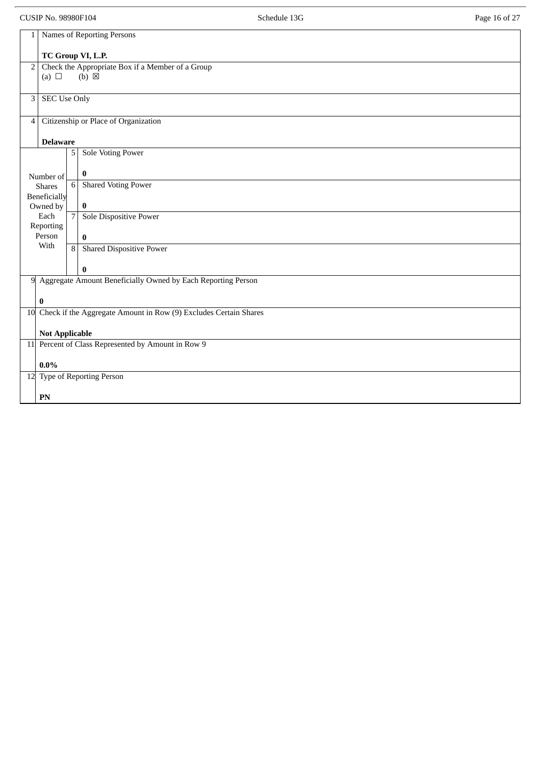| | | | |
|---|---|---|---|
| 1 | Names of Reporting Persons<br><br>**TC Group VI, L.P.** | | |
| 2 | Check the Appropriate Box if a Member of a Group<br>(a) ☐ (b) ☒ | | |
| 3 | SEC Use Only | | |
| 4 | Citizenship or Place of Organization<br><br>**Delaware** | | |
| Number of Shares Beneficially Owned by Each Reporting Person With | 5 | Sole Voting Power<br><br>**0** | |
| | 6 | Shared Voting Power<br><br>**0** | |
| | 7 | Sole Dispositive Power<br><br>**0** | |
| | 8 | Shared Dispositive Power<br><br>**0** | |
| 9 | Aggregate Amount Beneficially Owned by Each Reporting Person<br><br>**0** | | |
| 10 | Check if the Aggregate Amount in Row (9) Excludes Certain Shares<br><br>**Not Applicable** | | |
| 11 | Percent of Class Represented by Amount in Row 9<br><br>**0.0%** | | |
| 12 | Type of Reporting Person<br><br>**PN** | | |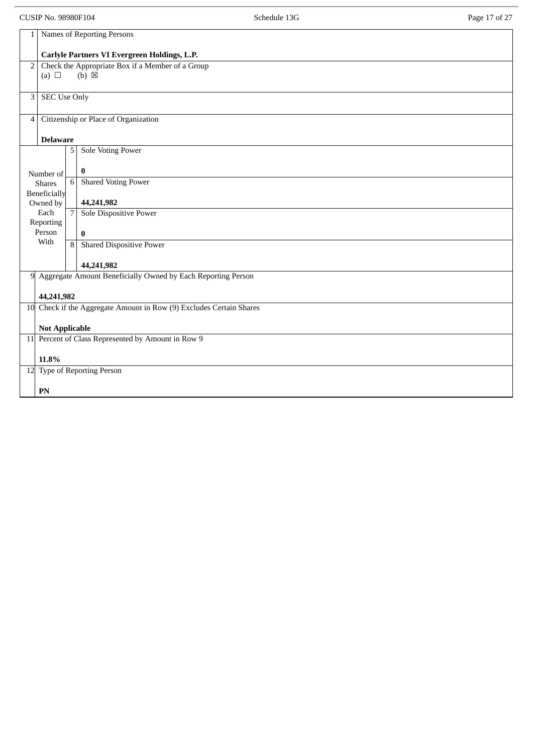| 1 | Names of Reporting Persons<br><br>**Carlyle Partners VI Evergreen Holdings, L.P.** | |
|---|---|---|
| 2 | Check the Appropriate Box if a Member of a Group<br>(a) ☐ (b) ☒ | |
| 3 | SEC Use Only | |
| 4 | Citizenship or Place of Organization<br><br>**Delaware** | |
| Number of Shares Beneficially Owned by Each Reporting Person With | 5 | Sole Voting Power<br><br>**0** |
| | 6 | Shared Voting Power<br><br>**44,241,982** |
| | 7 | Sole Dispositive Power<br><br>**0** |
| | 8 | Shared Dispositive Power<br><br>**44,241,982** |
| 9 | Aggregate Amount Beneficially Owned by Each Reporting Person<br><br>**44,241,982** | |
| 10 | Check if the Aggregate Amount in Row (9) Excludes Certain Shares<br><br>**Not Applicable** | |
| 11 | Percent of Class Represented by Amount in Row 9<br><br>**11.8%** | |
| 12 | Type of Reporting Person<br><br>**PN** | |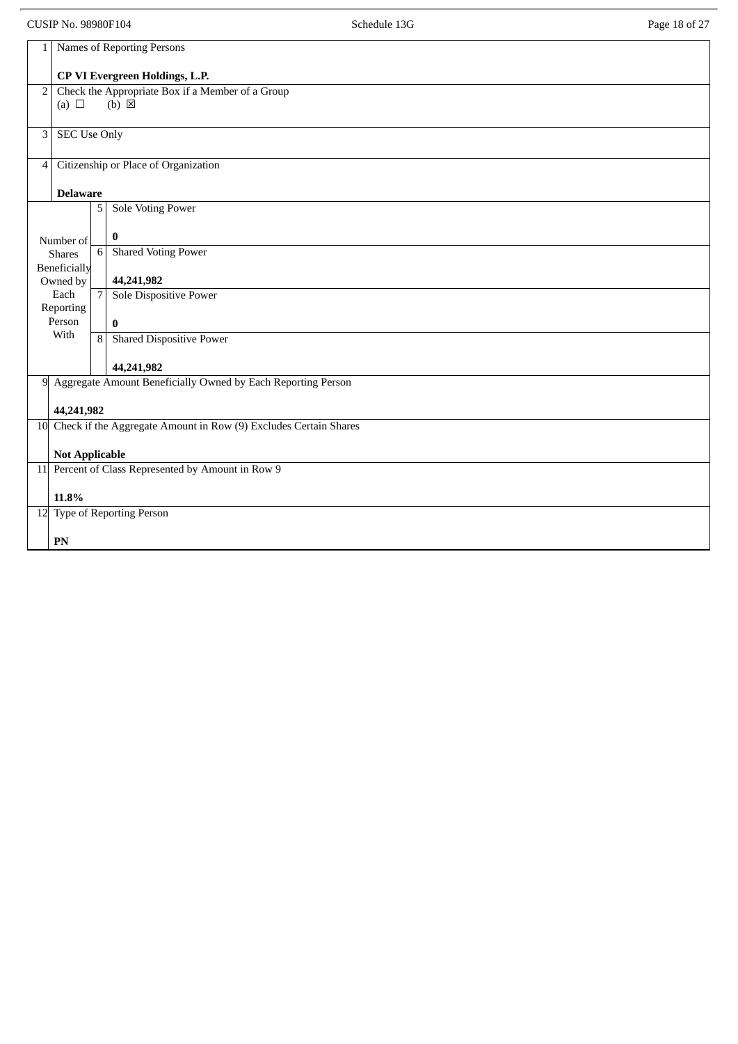| | | | |
|---|---|---|---|
| 1 | Names of Reporting Persons<br><br>**CP VI Evergreen Holdings, L.P.** | | |
| 2 | Check the Appropriate Box if a Member of a Group<br>(a) ☐ (b) ☒ | | |
| 3 | SEC Use Only | | |
| 4 | Citizenship or Place of Organization<br><br>**Delaware** | | |
| Number of Shares Beneficially Owned by Each Reporting Person With | 5 | Sole Voting Power<br><br>**0** | |
| | 6 | Shared Voting Power<br><br>**44,241,982** | |
| | 7 | Sole Dispositive Power<br><br>**0** | |
| | 8 | Shared Dispositive Power<br><br>**44,241,982** | |
| 9 | Aggregate Amount Beneficially Owned by Each Reporting Person<br><br>**44,241,982** | | |
| 10 | Check if the Aggregate Amount in Row (9) Excludes Certain Shares<br><br>**Not Applicable** | | |
| 11 | Percent of Class Represented by Amount in Row 9<br><br>**11.8%** | | |
| 12 | Type of Reporting Person<br><br>**PN** | | |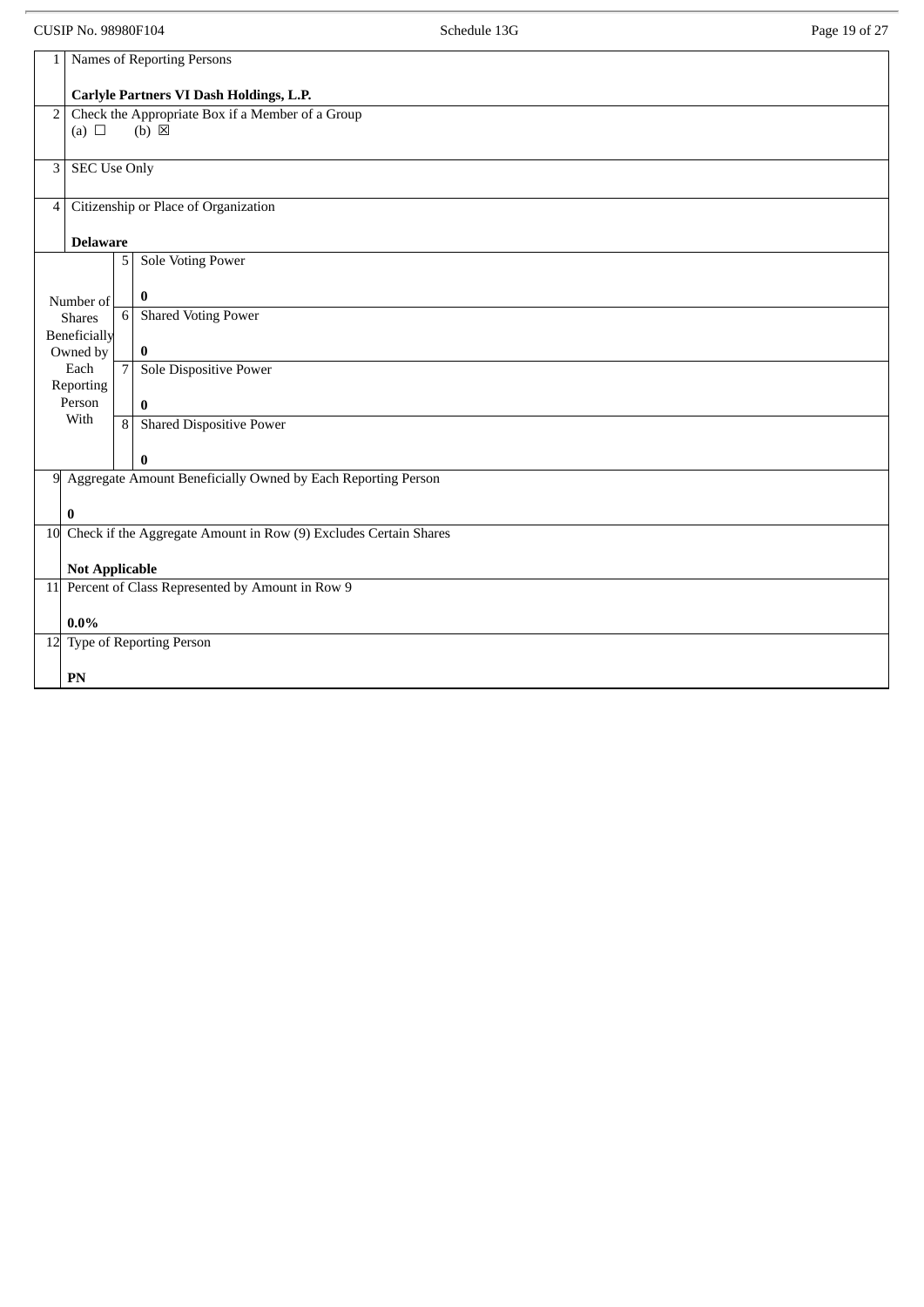| | | | |
|---|---|---|---|
| 1 | Names of Reporting Persons<br><br>**Carlyle Partners VI Dash Holdings, L.P.** | | |
| 2 | Check the Appropriate Box if a Member of a Group<br>(a) ☐ (b) ☒ | | |
| 3 | SEC Use Only | | |
| 4 | Citizenship or Place of Organization<br><br>**Delaware** | | |
| Number of Shares Beneficially Owned by Each Reporting Person With | | 5 | Sole Voting Power<br><br>**0** |
| | | 6 | Shared Voting Power<br><br>**0** |
| | | 7 | Sole Dispositive Power<br><br>**0** |
| | | 8 | Shared Dispositive Power<br><br>**0** |
| 9 | Aggregate Amount Beneficially Owned by Each Reporting Person<br><br>**0** | | |
| 10 | Check if the Aggregate Amount in Row (9) Excludes Certain Shares<br><br>**Not Applicable** | | |
| 11 | Percent of Class Represented by Amount in Row 9<br><br>**0.0%** | | |
| 12 | Type of Reporting Person<br><br>**PN** | | |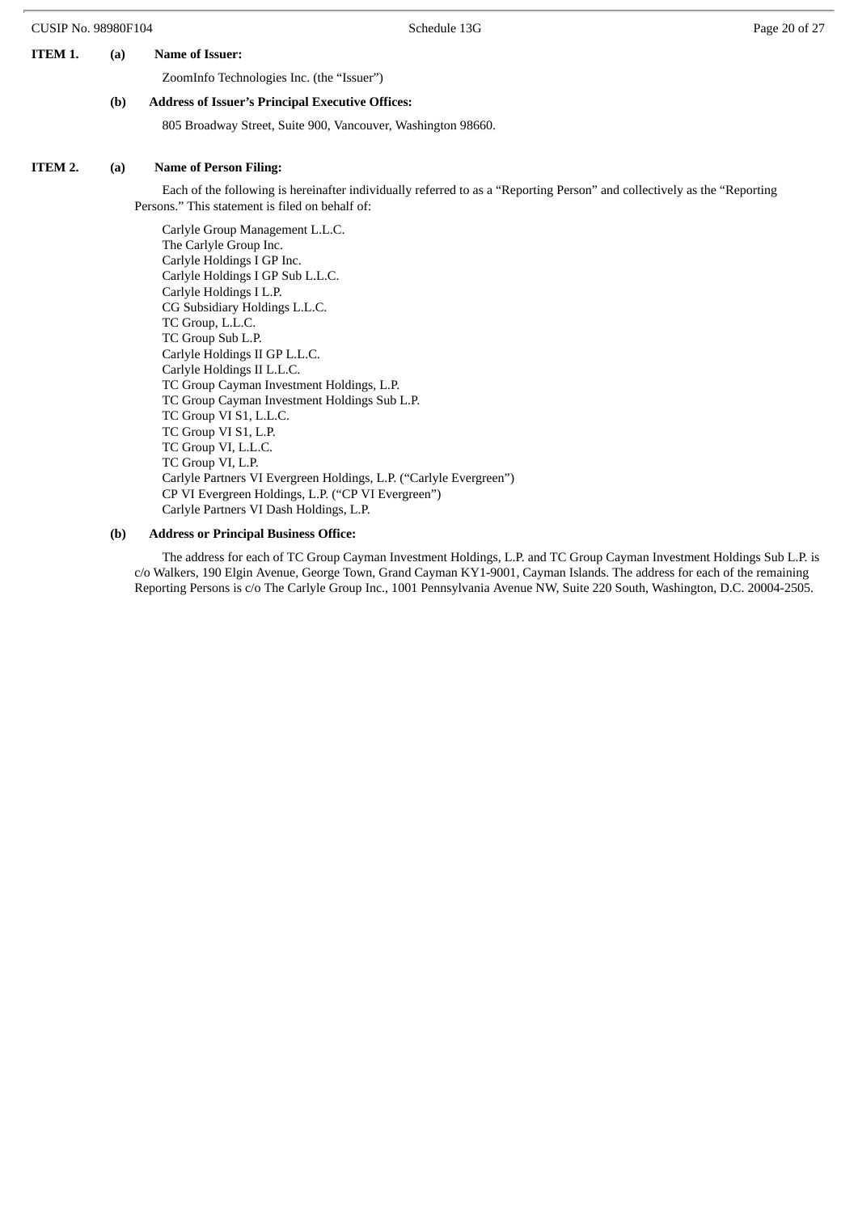**ITEM 1. (a) Name of Issuer:**

ZoomInfo Technologies Inc. (the "Issuer")

**(b) Address of Issuer's Principal Executive Offices:**

805 Broadway Street, Suite 900, Vancouver, Washington 98660.

**ITEM 2. (a) Name of Person Filing:**

Each of the following is hereinafter individually referred to as a "Reporting Person" and collectively as the "Reporting Persons." This statement is filed on behalf of:

Carlyle Group Management L.L.C.
The Carlyle Group Inc.
Carlyle Holdings I GP Inc.
Carlyle Holdings I GP Sub L.L.C.
Carlyle Holdings I L.P.
CG Subsidiary Holdings L.L.C.
TC Group, L.L.C.
TC Group Sub L.P.
Carlyle Holdings II GP L.L.C.
Carlyle Holdings II L.L.C.
TC Group Cayman Investment Holdings, L.P.
TC Group Cayman Investment Holdings Sub L.P.
TC Group VI S1, L.L.C.
TC Group VI S1, L.P.
TC Group VI, L.L.C.
TC Group VI, L.P.
Carlyle Partners VI Evergreen Holdings, L.P. ("Carlyle Evergreen")
CP VI Evergreen Holdings, L.P. ("CP VI Evergreen")
Carlyle Partners VI Dash Holdings, L.P.

**(b) Address or Principal Business Office:**

The address for each of TC Group Cayman Investment Holdings, L.P. and TC Group Cayman Investment Holdings Sub L.P. is c/o Walkers, 190 Elgin Avenue, George Town, Grand Cayman KY1-9001, Cayman Islands. The address for each of the remaining Reporting Persons is c/o The Carlyle Group Inc., 1001 Pennsylvania Avenue NW, Suite 220 South, Washington, D.C. 20004-2505.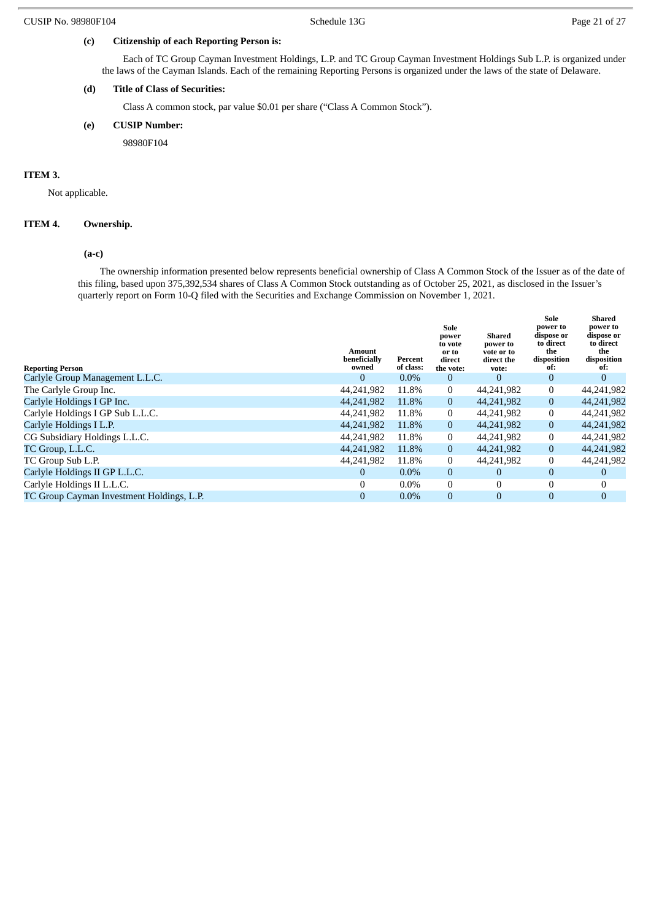**(c) Citizenship of each Reporting Person is:**

Each of TC Group Cayman Investment Holdings, L.P. and TC Group Cayman Investment Holdings Sub L.P. is organized under the laws of the Cayman Islands. Each of the remaining Reporting Persons is organized under the laws of the state of Delaware.

**(d) Title of Class of Securities:**

Class A common stock, par value $0.01 per share (“Class A Common Stock”).

**(e) CUSIP Number:**

98980F104

**ITEM 3.**

Not applicable.

**ITEM 4. Ownership.**

**(a-c)**

The ownership information presented below represents beneficial ownership of Class A Common Stock of the Issuer as of the date of this filing, based upon 375,392,534 shares of Class A Common Stock outstanding as of October 25, 2021, as disclosed in the Issuer’s quarterly report on Form 10-Q filed with the Securities and Exchange Commission on November 1, 2021.

| Reporting Person | Amount beneficially owned | Percent of class: | Sole power to vote or to direct the vote: | Shared power to vote or to direct the vote: | Sole power to dispose or to direct the disposition of: | Shared power to dispose or to direct the disposition of: |
|---|---|---|---|---|---|---|
| Carlyle Group Management L.L.C. | 0 | 0.0% | 0 | 0 | 0 | 0 |
| The Carlyle Group Inc. | 44,241,982 | 11.8% | 0 | 44,241,982 | 0 | 44,241,982 |
| Carlyle Holdings I GP Inc. | 44,241,982 | 11.8% | 0 | 44,241,982 | 0 | 44,241,982 |
| Carlyle Holdings I GP Sub L.L.C. | 44,241,982 | 11.8% | 0 | 44,241,982 | 0 | 44,241,982 |
| Carlyle Holdings I L.P. | 44,241,982 | 11.8% | 0 | 44,241,982 | 0 | 44,241,982 |
| CG Subsidiary Holdings L.L.C. | 44,241,982 | 11.8% | 0 | 44,241,982 | 0 | 44,241,982 |
| TC Group, L.L.C. | 44,241,982 | 11.8% | 0 | 44,241,982 | 0 | 44,241,982 |
| TC Group Sub L.P. | 44,241,982 | 11.8% | 0 | 44,241,982 | 0 | 44,241,982 |
| Carlyle Holdings II GP L.L.C. | 0 | 0.0% | 0 | 0 | 0 | 0 |
| Carlyle Holdings II L.L.C. | 0 | 0.0% | 0 | 0 | 0 | 0 |
| TC Group Cayman Investment Holdings, L.P. | 0 | 0.0% | 0 | 0 | 0 | 0 |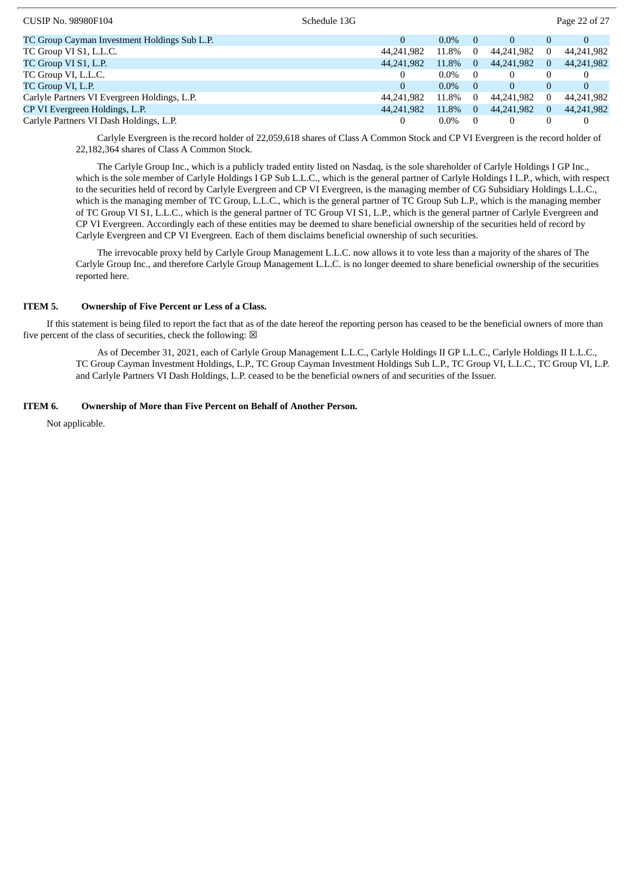| | | | | | | |
|---|---|---|---|---|---|---|
| TC Group Cayman Investment Holdings Sub L.P. | 0 | 0.0% | 0 | 0 | 0 | 0 |
| TC Group VI S1, L.L.C. | 44,241,982 | 11.8% | 0 | 44,241,982 | 0 | 44,241,982 |
| TC Group VI S1, L.P. | 44,241,982 | 11.8% | 0 | 44,241,982 | 0 | 44,241,982 |
| TC Group VI, L.L.C. | 0 | 0.0% | 0 | 0 | 0 | 0 |
| TC Group VI, L.P. | 0 | 0.0% | 0 | 0 | 0 | 0 |
| Carlyle Partners VI Evergreen Holdings, L.P. | 44,241,982 | 11.8% | 0 | 44,241,982 | 0 | 44,241,982 |
| CP VI Evergreen Holdings, L.P. | 44,241,982 | 11.8% | 0 | 44,241,982 | 0 | 44,241,982 |
| Carlyle Partners VI Dash Holdings, L.P. | 0 | 0.0% | 0 | 0 | 0 | 0 |

Carlyle Evergreen is the record holder of 22,059,618 shares of Class A Common Stock and CP VI Evergreen is the record holder of 22,182,364 shares of Class A Common Stock.

The Carlyle Group Inc., which is a publicly traded entity listed on Nasdaq, is the sole shareholder of Carlyle Holdings I GP Inc., which is the sole member of Carlyle Holdings I GP Sub L.L.C., which is the general partner of Carlyle Holdings I L.P., which, with respect to the securities held of record by Carlyle Evergreen and CP VI Evergreen, is the managing member of CG Subsidiary Holdings L.L.C., which is the managing member of TC Group, L.L.C., which is the general partner of TC Group Sub L.P., which is the managing member of TC Group VI S1, L.L.C., which is the general partner of TC Group VI S1, L.P., which is the general partner of Carlyle Evergreen and CP VI Evergreen. Accordingly each of these entities may be deemed to share beneficial ownership of the securities held of record by Carlyle Evergreen and CP VI Evergreen. Each of them disclaims beneficial ownership of such securities.

The irrevocable proxy held by Carlyle Group Management L.L.C. now allows it to vote less than a majority of the shares of The Carlyle Group Inc., and therefore Carlyle Group Management L.L.C. is no longer deemed to share beneficial ownership of the securities reported here.

**ITEM 5. Ownership of Five Percent or Less of a Class.**

If this statement is being filed to report the fact that as of the date hereof the reporting person has ceased to be the beneficial owners of more than five percent of the class of securities, check the following: ☒

As of December 31, 2021, each of Carlyle Group Management L.L.C., Carlyle Holdings II GP L.L.C., Carlyle Holdings II L.L.C., TC Group Cayman Investment Holdings, L.P., TC Group Cayman Investment Holdings Sub L.P., TC Group VI, L.L.C., TC Group VI, L.P. and Carlyle Partners VI Dash Holdings, L.P. ceased to be the beneficial owners of and securities of the Issuer.

**ITEM 6. Ownership of More than Five Percent on Behalf of Another Person.**

Not applicable.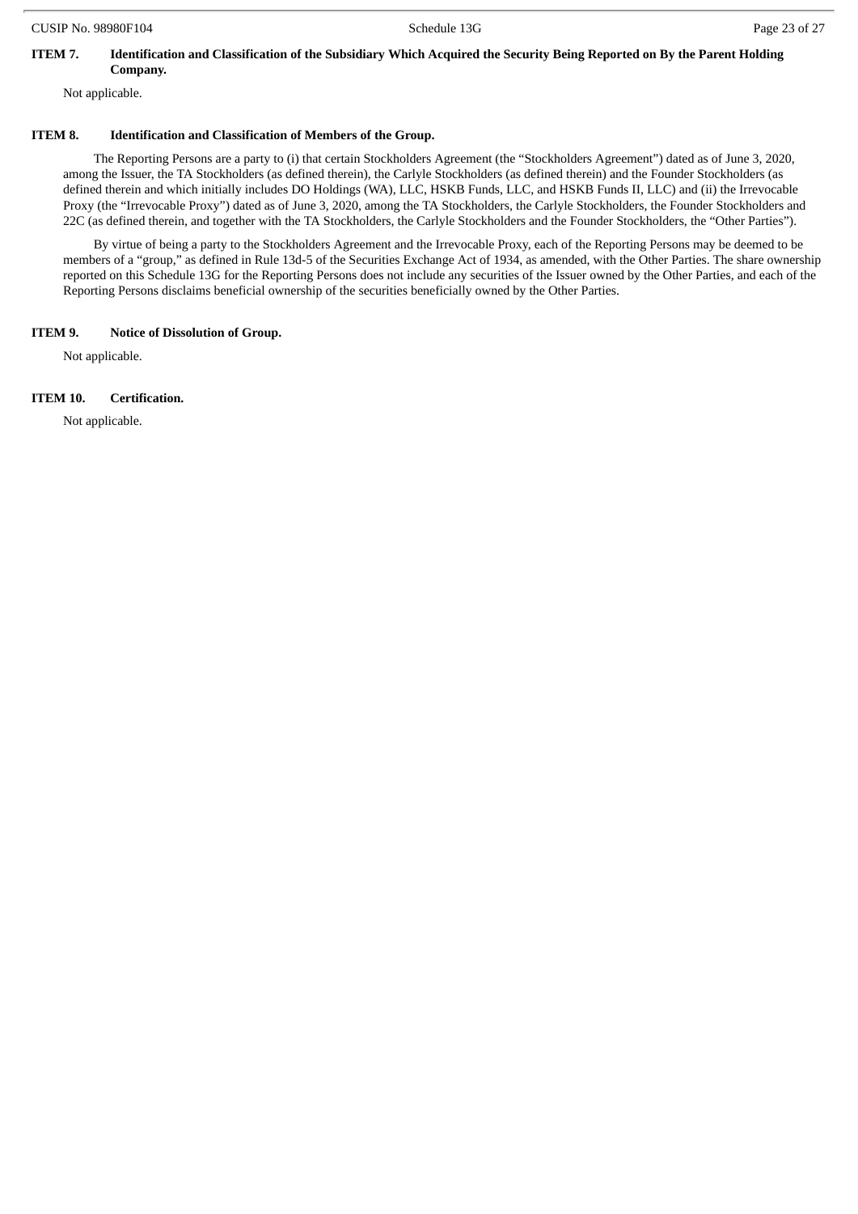**ITEM 7. Identification and Classification of the Subsidiary Which Acquired the Security Being Reported on By the Parent Holding Company.**

Not applicable.

**ITEM 8. Identification and Classification of Members of the Group.**

The Reporting Persons are a party to (i) that certain Stockholders Agreement (the "Stockholders Agreement") dated as of June 3, 2020, among the Issuer, the TA Stockholders (as defined therein), the Carlyle Stockholders (as defined therein) and the Founder Stockholders (as defined therein and which initially includes DO Holdings (WA), LLC, HSKB Funds, LLC, and HSKB Funds II, LLC) and (ii) the Irrevocable Proxy (the "Irrevocable Proxy") dated as of June 3, 2020, among the TA Stockholders, the Carlyle Stockholders, the Founder Stockholders and 22C (as defined therein, and together with the TA Stockholders, the Carlyle Stockholders and the Founder Stockholders, the "Other Parties").

By virtue of being a party to the Stockholders Agreement and the Irrevocable Proxy, each of the Reporting Persons may be deemed to be members of a "group," as defined in Rule 13d-5 of the Securities Exchange Act of 1934, as amended, with the Other Parties. The share ownership reported on this Schedule 13G for the Reporting Persons does not include any securities of the Issuer owned by the Other Parties, and each of the Reporting Persons disclaims beneficial ownership of the securities beneficially owned by the Other Parties.

**ITEM 9. Notice of Dissolution of Group.**

Not applicable.

**ITEM 10. Certification.**

Not applicable.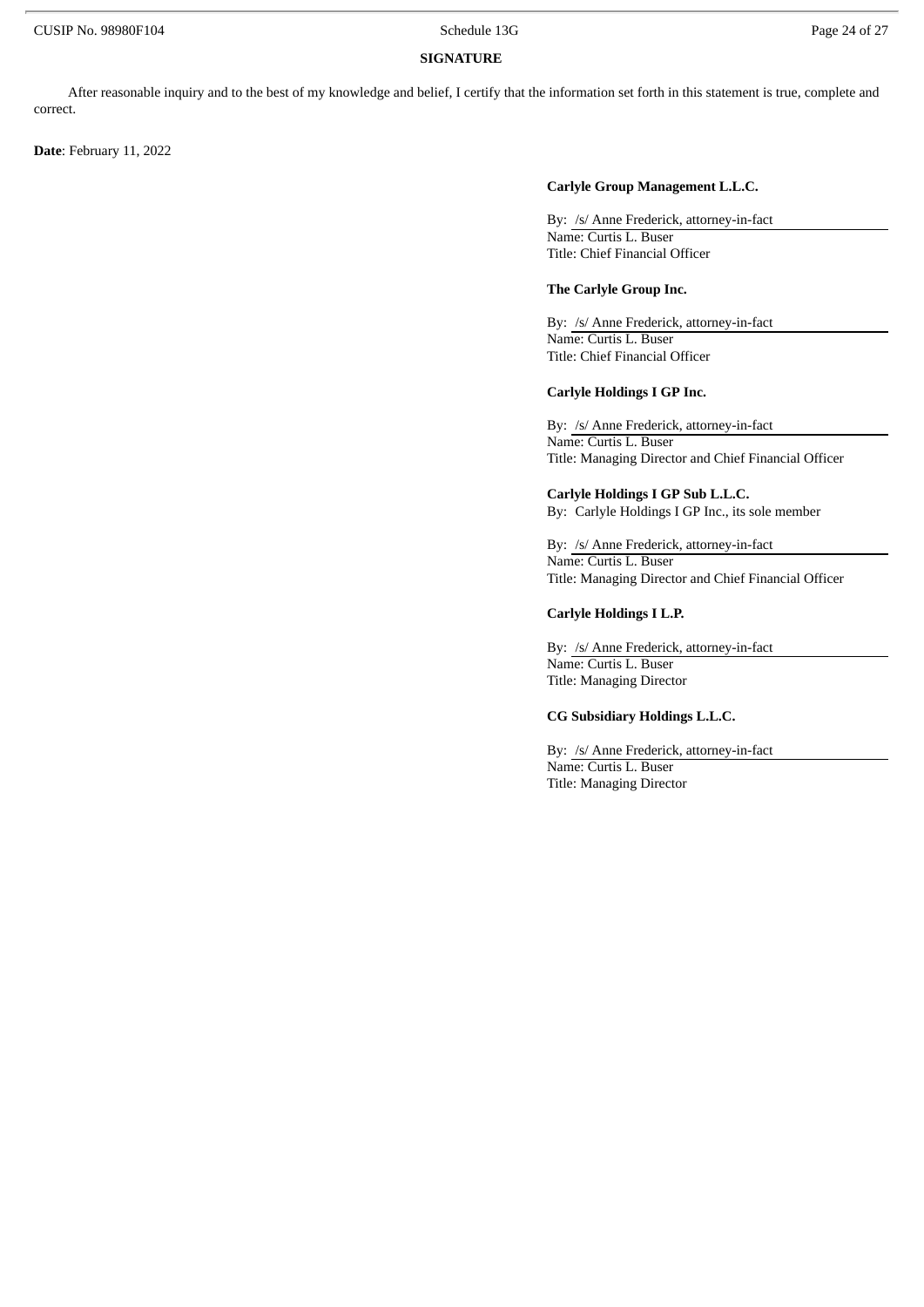**SIGNATURE**

After reasonable inquiry and to the best of my knowledge and belief, I certify that the information set forth in this statement is true, complete and correct.

**Date**: February 11, 2022

**Carlyle Group Management L.L.C.**

By: /s/ Anne Frederick, attorney-in-fact
Name: Curtis L. Buser
Title: Chief Financial Officer

**The Carlyle Group Inc.**

By: /s/ Anne Frederick, attorney-in-fact
Name: Curtis L. Buser
Title: Chief Financial Officer

**Carlyle Holdings I GP Inc.**

By: /s/ Anne Frederick, attorney-in-fact
Name: Curtis L. Buser
Title: Managing Director and Chief Financial Officer

**Carlyle Holdings I GP Sub L.L.C.**
By: Carlyle Holdings I GP Inc., its sole member

By: /s/ Anne Frederick, attorney-in-fact
Name: Curtis L. Buser
Title: Managing Director and Chief Financial Officer

**Carlyle Holdings I L.P.**

By: /s/ Anne Frederick, attorney-in-fact
Name: Curtis L. Buser
Title: Managing Director

**CG Subsidiary Holdings L.L.C.**

By: /s/ Anne Frederick, attorney-in-fact
Name: Curtis L. Buser
Title: Managing Director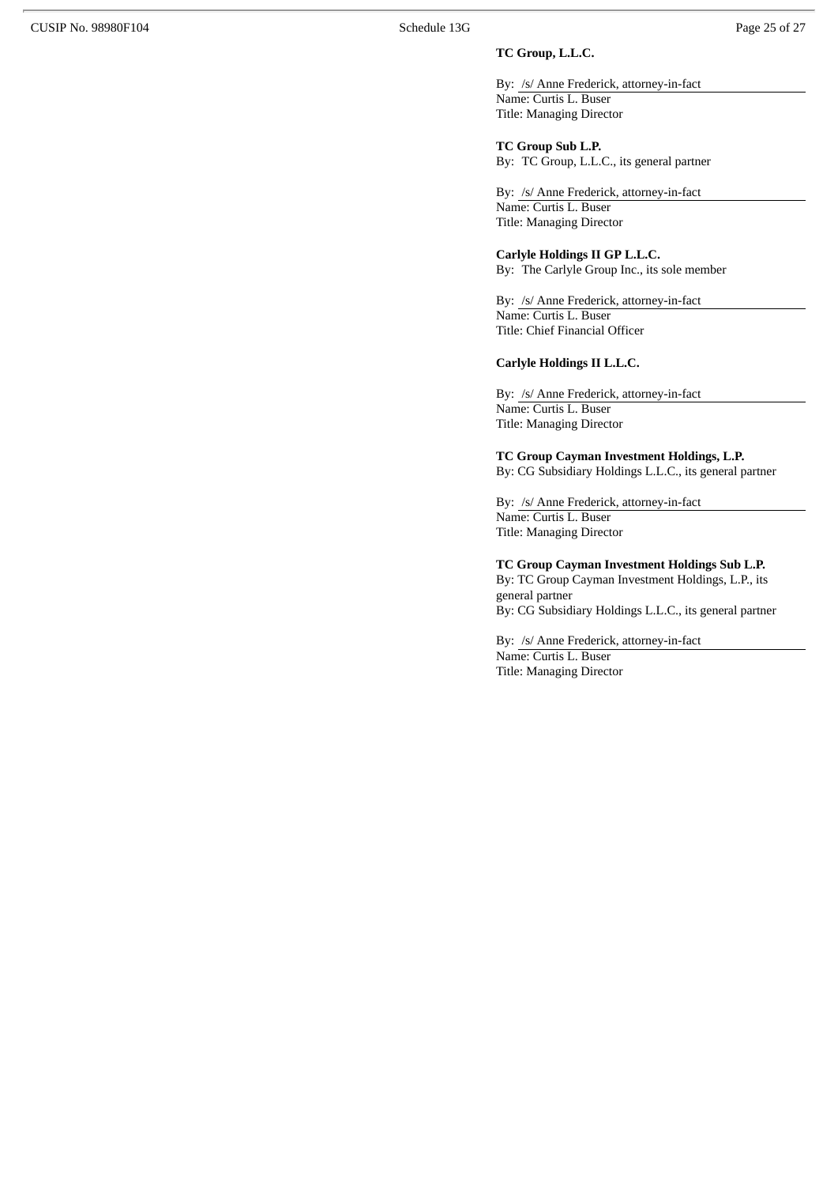**TC Group, L.L.C.**

By: /s/ Anne Frederick, attorney-in-fact
Name: Curtis L. Buser
Title: Managing Director

**TC Group Sub L.P.**
By: TC Group, L.L.C., its general partner

By: /s/ Anne Frederick, attorney-in-fact
Name: Curtis L. Buser
Title: Managing Director

**Carlyle Holdings II GP L.L.C.**
By: The Carlyle Group Inc., its sole member

By: /s/ Anne Frederick, attorney-in-fact
Name: Curtis L. Buser
Title: Chief Financial Officer

**Carlyle Holdings II L.L.C.**

By: /s/ Anne Frederick, attorney-in-fact
Name: Curtis L. Buser
Title: Managing Director

**TC Group Cayman Investment Holdings, L.P.**
By: CG Subsidiary Holdings L.L.C., its general partner

By: /s/ Anne Frederick, attorney-in-fact
Name: Curtis L. Buser
Title: Managing Director

**TC Group Cayman Investment Holdings Sub L.P.**
By: TC Group Cayman Investment Holdings, L.P., its general partner
By: CG Subsidiary Holdings L.L.C., its general partner

By: /s/ Anne Frederick, attorney-in-fact
Name: Curtis L. Buser
Title: Managing Director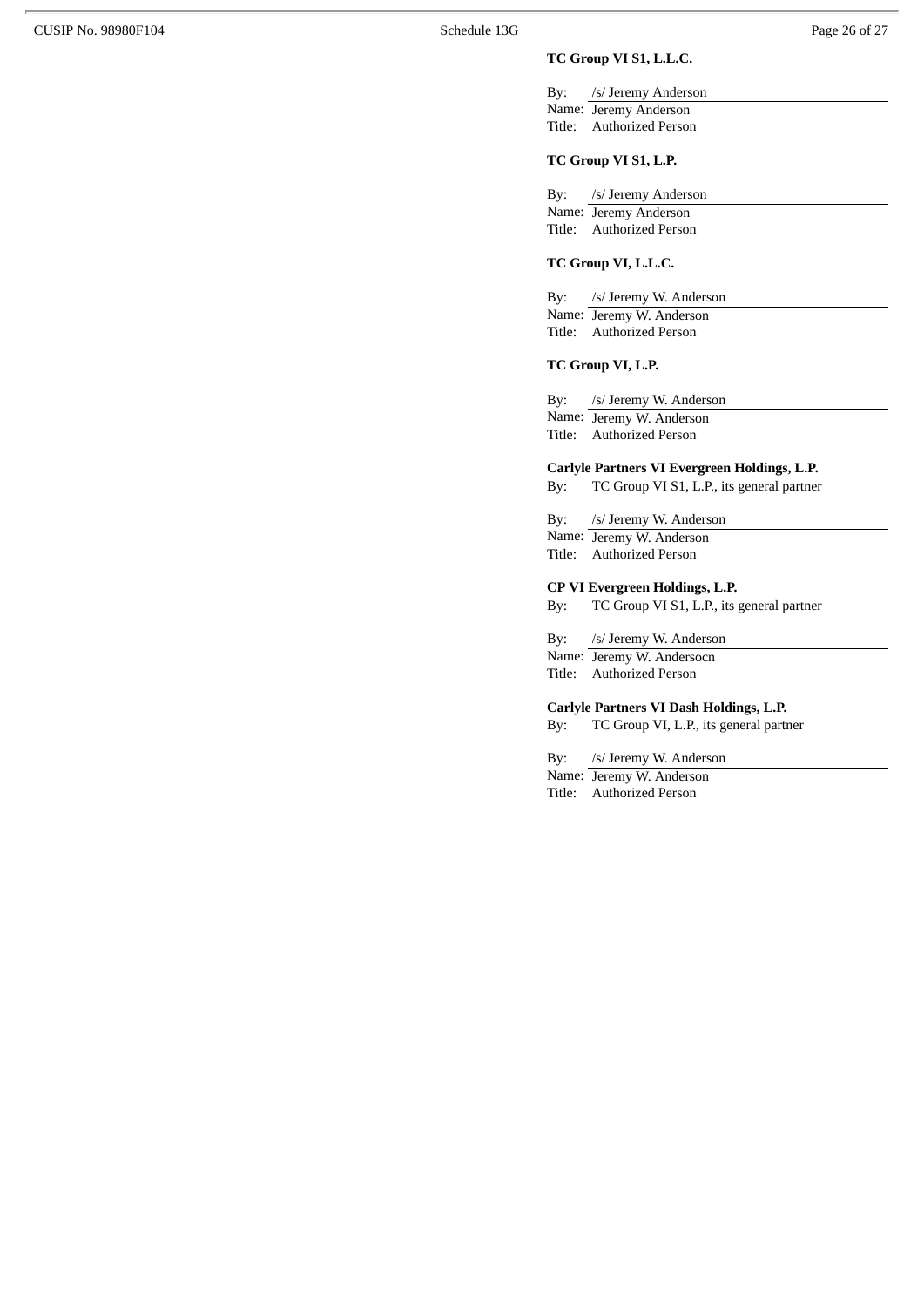**TC Group VI S1, L.L.C.**

By: /s/ Jeremy Anderson
Name: Jeremy Anderson
Title: Authorized Person

**TC Group VI S1, L.P.**

By: /s/ Jeremy Anderson
Name: Jeremy Anderson
Title: Authorized Person

**TC Group VI, L.L.C.**

By: /s/ Jeremy W. Anderson
Name: Jeremy W. Anderson
Title: Authorized Person

**TC Group VI, L.P.**

By: /s/ Jeremy W. Anderson
Name: Jeremy W. Anderson
Title: Authorized Person

**Carlyle Partners VI Evergreen Holdings, L.P.**
By: TC Group VI S1, L.P., its general partner

By: /s/ Jeremy W. Anderson
Name: Jeremy W. Anderson
Title: Authorized Person

**CP VI Evergreen Holdings, L.P.**
By: TC Group VI S1, L.P., its general partner

By: /s/ Jeremy W. Anderson
Name: Jeremy W. Andersocn
Title: Authorized Person

**Carlyle Partners VI Dash Holdings, L.P.**
By: TC Group VI, L.P., its general partner

By: /s/ Jeremy W. Anderson
Name: Jeremy W. Anderson
Title: Authorized Person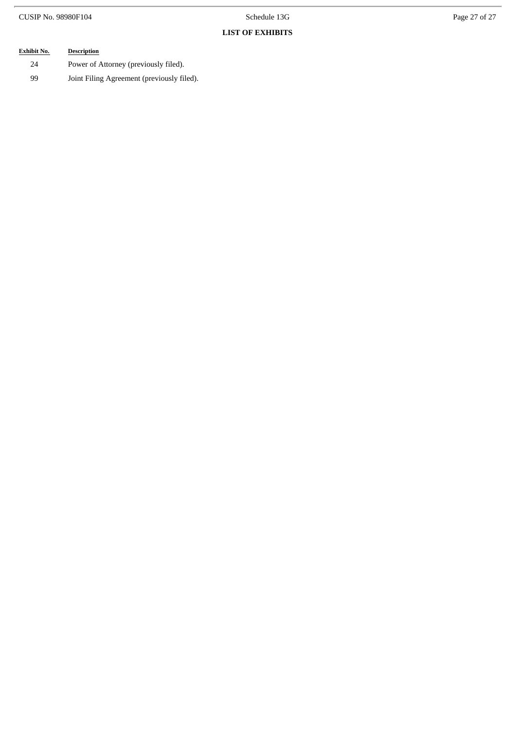## LIST OF EXHIBITS

| Exhibit No. | Description |
| --- | --- |
| 24 | Power of Attorney (previously filed). |
| 99 | Joint Filing Agreement (previously filed). |